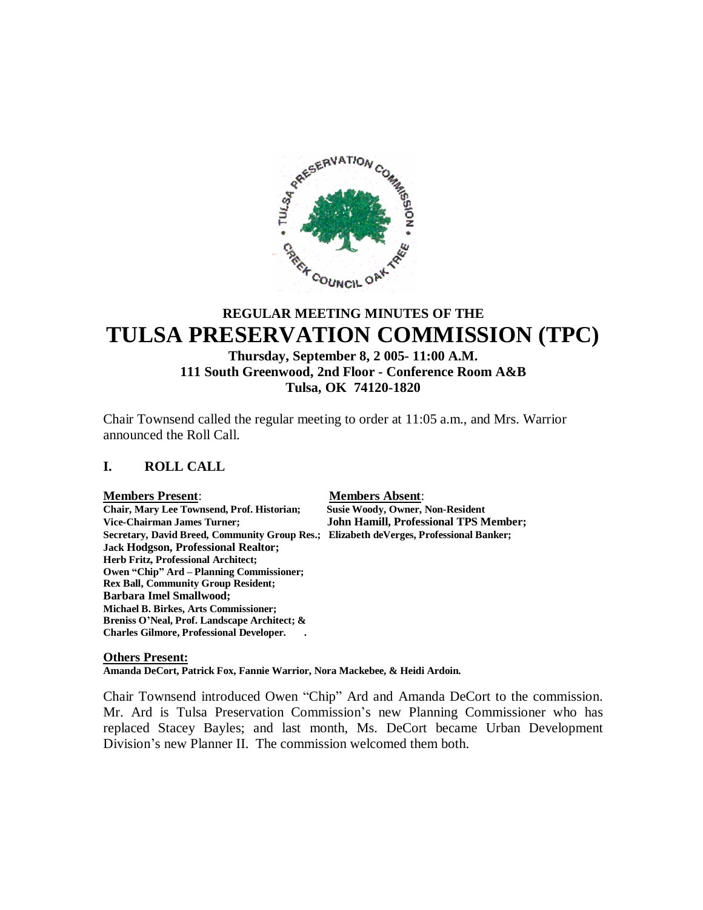# REGULAR MEETING MINUTES OF THE

# TULSA PRESERVATION COMMISSION (TPC)

**Thursday, September 8, 2 005- 11:00 A.M.**
**111 South Greenwood, 2nd Floor - Conference Room A&B**
**Tulsa, OK 74120-1820**

Chair Townsend called the regular meeting to order at 11:05 a.m., and Mrs. Warrior announced the Roll Call.

## I. ROLL CALL

| **Members Present**: | **Members Absent**: |
| --- | --- |
| **Chair, Mary Lee Townsend, Prof. Historian;** | **Susie Woody, Owner, Non-Resident** |
| **Vice-Chairman James Turner;** | **John Hamill, Professional TPS Member;** |
| **Secretary, David Breed, Community Group Res.;** | **Elizabeth deVerges, Professional Banker;** |
| **Jack Hodgson, Professional Realtor;** | |
| **Herb Fritz, Professional Architect;** | |
| **Owen "Chip" Ard – Planning Commissioner;** | |
| **Rex Ball, Community Group Resident;** | |
| **Barbara Imel Smallwood;** | |
| **Michael B. Birkes, Arts Commissioner;** | |
| **Breniss O'Neal, Prof. Landscape Architect; &** | |
| **Charles Gilmore, Professional Developer.** | |

**Others Present:**
**Amanda DeCort, Patrick Fox, Fannie Warrior, Nora Mackebee, & Heidi Ardoin.**

Chair Townsend introduced Owen "Chip" Ard and Amanda DeCort to the commission. Mr. Ard is Tulsa Preservation Commission's new Planning Commissioner who has replaced Stacey Bayles; and last month, Ms. DeCort became Urban Development Division's new Planner II. The commission welcomed them both.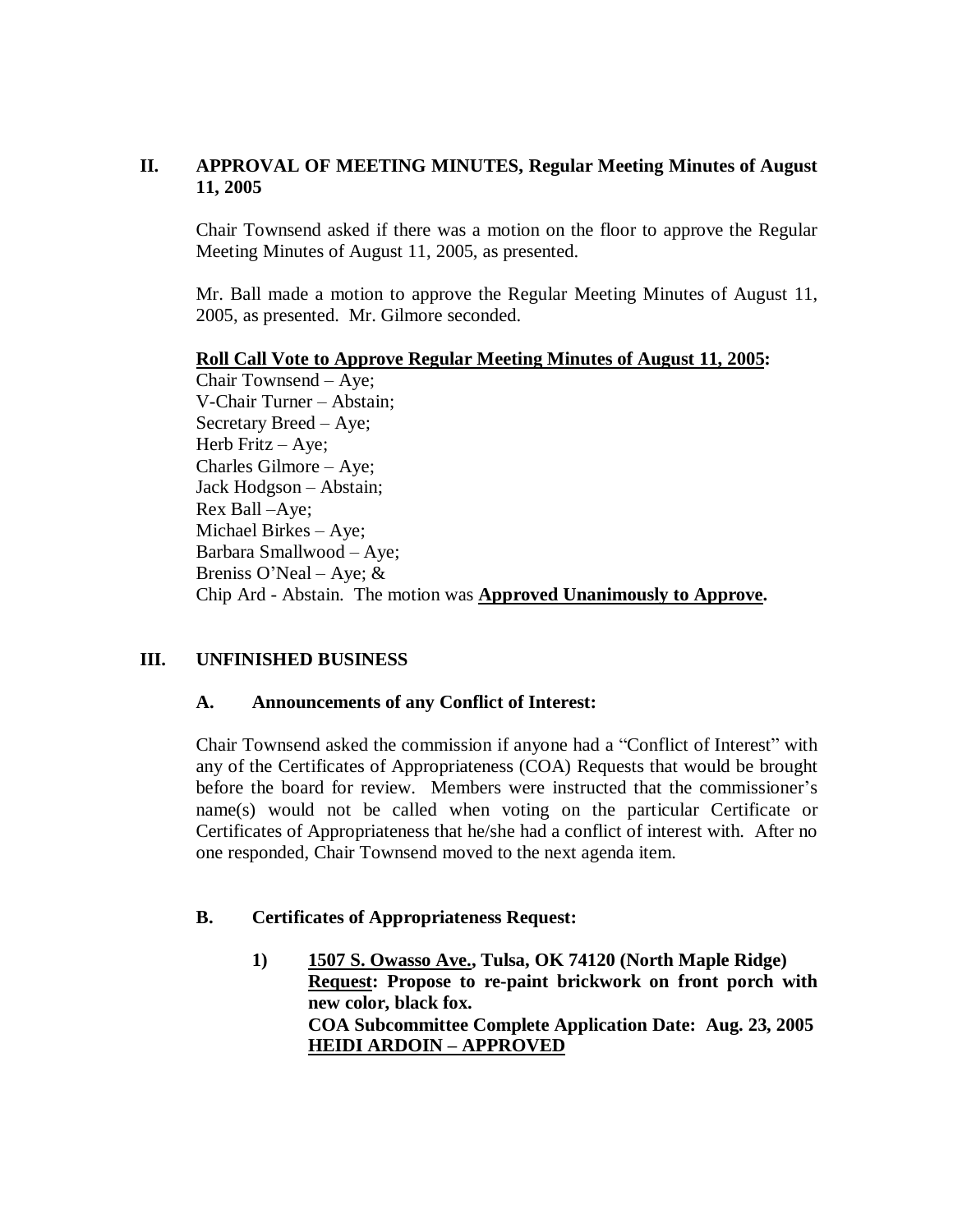## II. APPROVAL OF MEETING MINUTES, Regular Meeting Minutes of August 11, 2005

Chair Townsend asked if there was a motion on the floor to approve the Regular Meeting Minutes of August 11, 2005, as presented.

Mr. Ball made a motion to approve the Regular Meeting Minutes of August 11, 2005, as presented. Mr. Gilmore seconded.

**Roll Call Vote to Approve Regular Meeting Minutes of August 11, 2005:**

Chair Townsend – Aye;
V-Chair Turner – Abstain;
Secretary Breed – Aye;
Herb Fritz – Aye;
Charles Gilmore – Aye;
Jack Hodgson – Abstain;
Rex Ball –Aye;
Michael Birkes – Aye;
Barbara Smallwood – Aye;
Breniss O'Neal – Aye; &
Chip Ard - Abstain. The motion was **Approved Unanimously to Approve.**

## III. UNFINISHED BUSINESS

### A. Announcements of any Conflict of Interest:

Chair Townsend asked the commission if anyone had a "Conflict of Interest" with any of the Certificates of Appropriateness (COA) Requests that would be brought before the board for review. Members were instructed that the commissioner's name(s) would not be called when voting on the particular Certificate or Certificates of Appropriateness that he/she had a conflict of interest with. After no one responded, Chair Townsend moved to the next agenda item.

### B. Certificates of Appropriateness Request:

**1) 1507 S. Owasso Ave., Tulsa, OK 74120 (North Maple Ridge)**
**Request: Propose to re-paint brickwork on front porch with new color, black fox.**
**COA Subcommittee Complete Application Date: Aug. 23, 2005**
**HEIDI ARDOIN – APPROVED**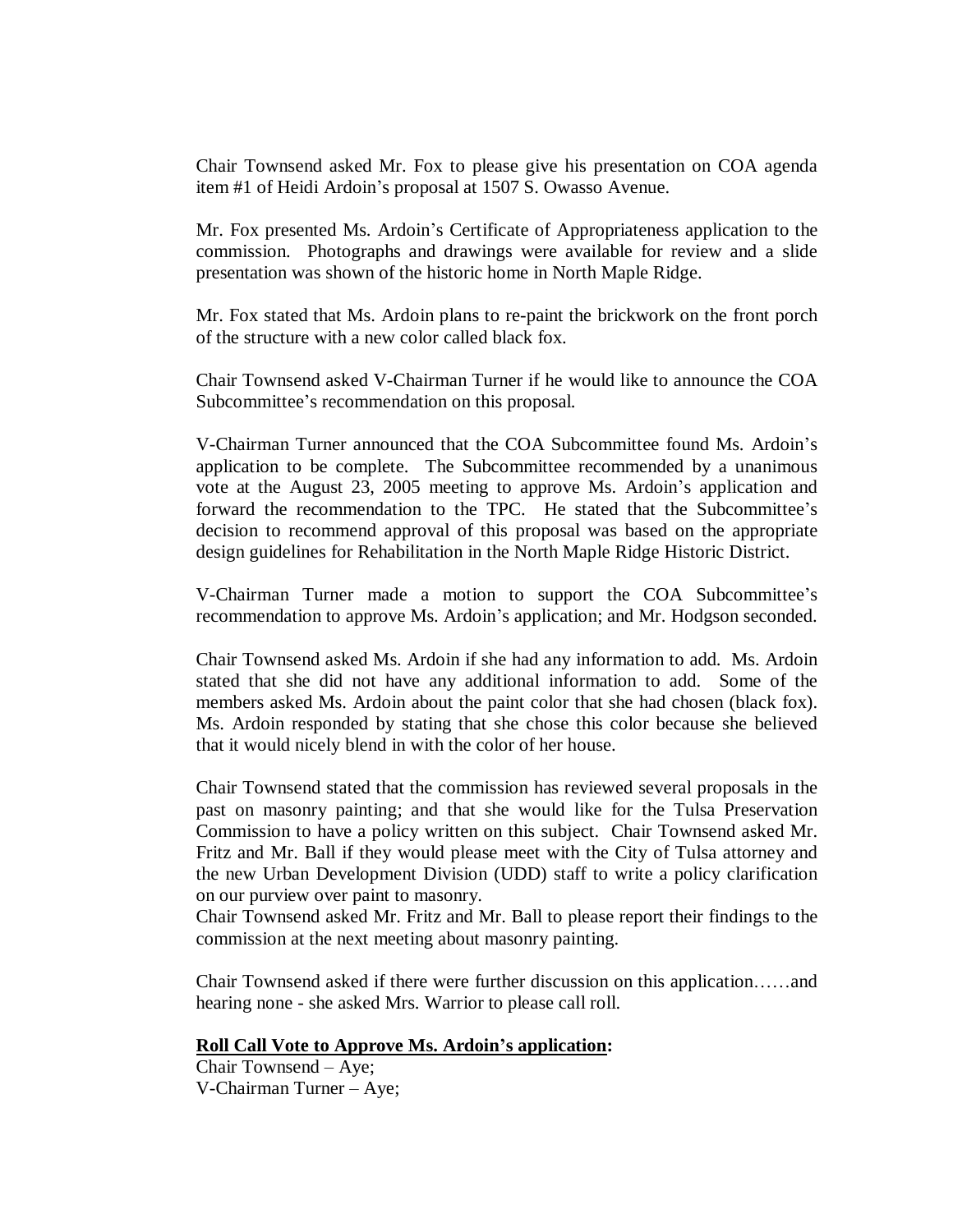Chair Townsend asked Mr. Fox to please give his presentation on COA agenda item #1 of Heidi Ardoin's proposal at 1507 S. Owasso Avenue.

Mr. Fox presented Ms. Ardoin's Certificate of Appropriateness application to the commission. Photographs and drawings were available for review and a slide presentation was shown of the historic home in North Maple Ridge.

Mr. Fox stated that Ms. Ardoin plans to re-paint the brickwork on the front porch of the structure with a new color called black fox.

Chair Townsend asked V-Chairman Turner if he would like to announce the COA Subcommittee's recommendation on this proposal.

V-Chairman Turner announced that the COA Subcommittee found Ms. Ardoin's application to be complete. The Subcommittee recommended by a unanimous vote at the August 23, 2005 meeting to approve Ms. Ardoin's application and forward the recommendation to the TPC. He stated that the Subcommittee's decision to recommend approval of this proposal was based on the appropriate design guidelines for Rehabilitation in the North Maple Ridge Historic District.

V-Chairman Turner made a motion to support the COA Subcommittee's recommendation to approve Ms. Ardoin's application; and Mr. Hodgson seconded.

Chair Townsend asked Ms. Ardoin if she had any information to add. Ms. Ardoin stated that she did not have any additional information to add. Some of the members asked Ms. Ardoin about the paint color that she had chosen (black fox). Ms. Ardoin responded by stating that she chose this color because she believed that it would nicely blend in with the color of her house.

Chair Townsend stated that the commission has reviewed several proposals in the past on masonry painting; and that she would like for the Tulsa Preservation Commission to have a policy written on this subject. Chair Townsend asked Mr. Fritz and Mr. Ball if they would please meet with the City of Tulsa attorney and the new Urban Development Division (UDD) staff to write a policy clarification on our purview over paint to masonry.
Chair Townsend asked Mr. Fritz and Mr. Ball to please report their findings to the commission at the next meeting about masonry painting.

Chair Townsend asked if there were further discussion on this application……and hearing none - she asked Mrs. Warrior to please call roll.

**Roll Call Vote to Approve Ms. Ardoin's application:**

Chair Townsend – Aye;
V-Chairman Turner – Aye;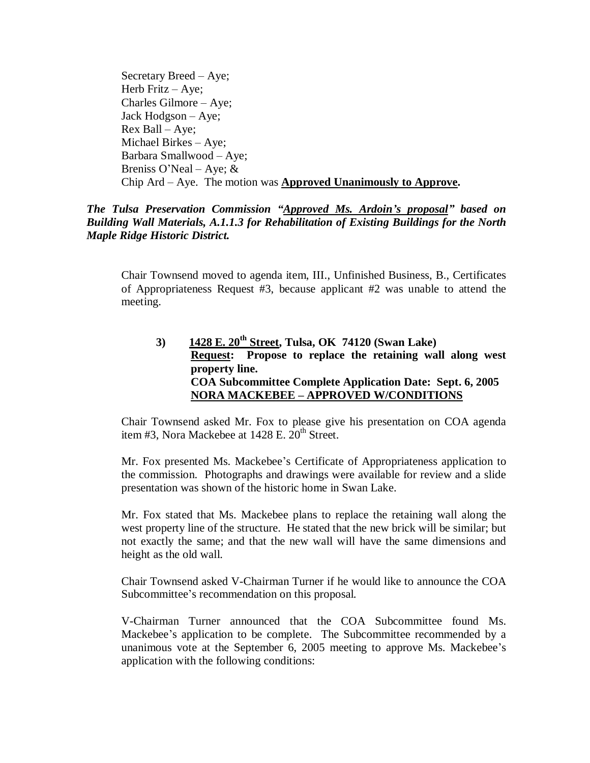Secretary Breed – Aye;
Herb Fritz – Aye;
Charles Gilmore – Aye;
Jack Hodgson – Aye;
Rex Ball – Aye;
Michael Birkes – Aye;
Barbara Smallwood – Aye;
Breniss O'Neal – Aye; &
Chip Ard – Aye. The motion was **Approved Unanimously to Approve.**

***The Tulsa Preservation Commission "Approved Ms. Ardoin's proposal" based on Building Wall Materials, A.1.1.3 for Rehabilitation of Existing Buildings for the North Maple Ridge Historic District.***

Chair Townsend moved to agenda item, III., Unfinished Business, B., Certificates of Appropriateness Request #3, because applicant #2 was unable to attend the meeting.

**3) 1428 E. 20th Street, Tulsa, OK 74120 (Swan Lake)**
**Request: Propose to replace the retaining wall along west property line.**
**COA Subcommittee Complete Application Date: Sept. 6, 2005**
**NORA MACKEBEE – APPROVED W/CONDITIONS**

Chair Townsend asked Mr. Fox to please give his presentation on COA agenda item #3, Nora Mackebee at 1428 E. 20th Street.

Mr. Fox presented Ms. Mackebee's Certificate of Appropriateness application to the commission. Photographs and drawings were available for review and a slide presentation was shown of the historic home in Swan Lake.

Mr. Fox stated that Ms. Mackebee plans to replace the retaining wall along the west property line of the structure. He stated that the new brick will be similar; but not exactly the same; and that the new wall will have the same dimensions and height as the old wall.

Chair Townsend asked V-Chairman Turner if he would like to announce the COA Subcommittee's recommendation on this proposal.

V-Chairman Turner announced that the COA Subcommittee found Ms. Mackebee's application to be complete. The Subcommittee recommended by a unanimous vote at the September 6, 2005 meeting to approve Ms. Mackebee's application with the following conditions: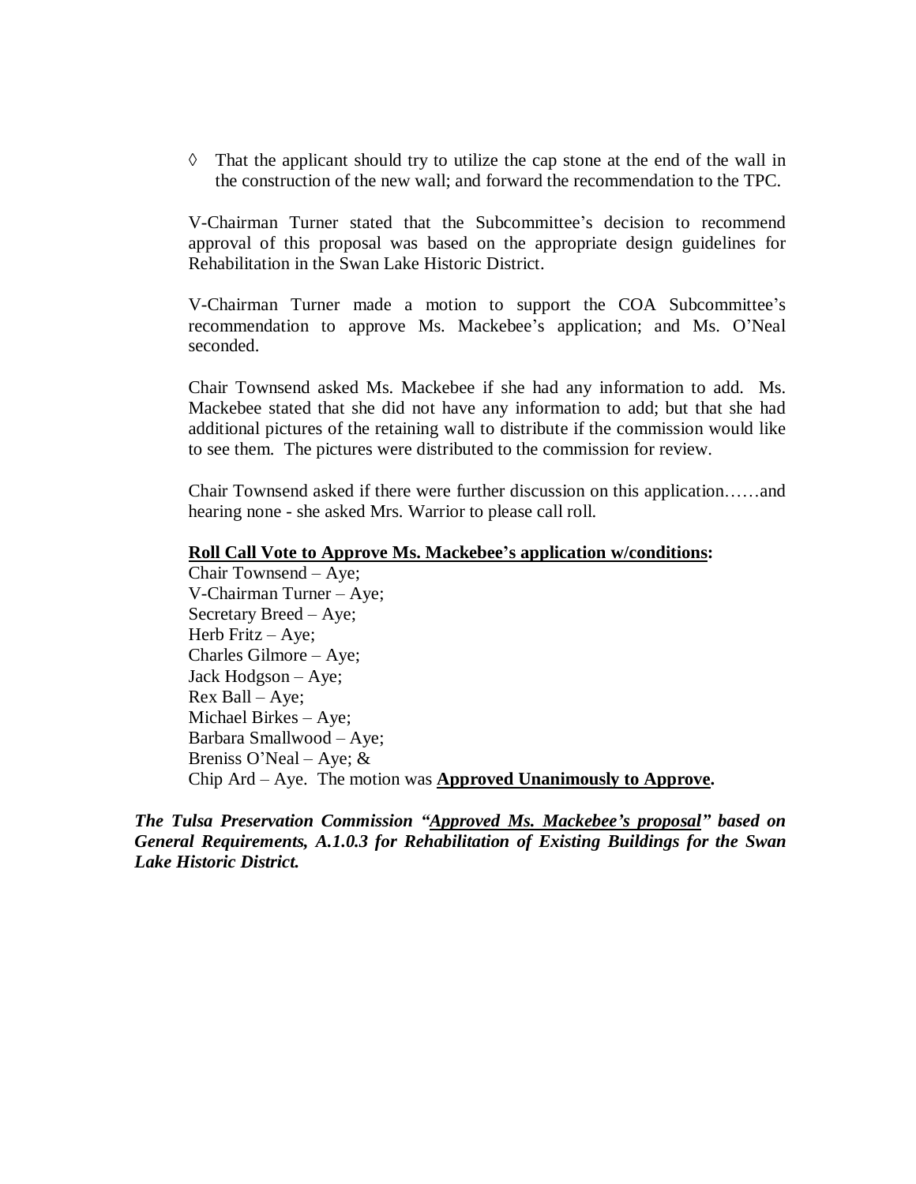◊ That the applicant should try to utilize the cap stone at the end of the wall in the construction of the new wall; and forward the recommendation to the TPC.

V-Chairman Turner stated that the Subcommittee's decision to recommend approval of this proposal was based on the appropriate design guidelines for Rehabilitation in the Swan Lake Historic District.

V-Chairman Turner made a motion to support the COA Subcommittee's recommendation to approve Ms. Mackebee's application; and Ms. O'Neal seconded.

Chair Townsend asked Ms. Mackebee if she had any information to add. Ms. Mackebee stated that she did not have any information to add; but that she had additional pictures of the retaining wall to distribute if the commission would like to see them. The pictures were distributed to the commission for review.

Chair Townsend asked if there were further discussion on this application……and hearing none - she asked Mrs. Warrior to please call roll.

**Roll Call Vote to Approve Ms. Mackebee's application w/conditions:**
Chair Townsend – Aye;
V-Chairman Turner – Aye;
Secretary Breed – Aye;
Herb Fritz – Aye;
Charles Gilmore – Aye;
Jack Hodgson – Aye;
Rex Ball – Aye;
Michael Birkes – Aye;
Barbara Smallwood – Aye;
Breniss O'Neal – Aye; &
Chip Ard – Aye. The motion was **Approved Unanimously to Approve.**

***The Tulsa Preservation Commission "Approved Ms. Mackebee's proposal" based on General Requirements, A.1.0.3 for Rehabilitation of Existing Buildings for the Swan Lake Historic District.***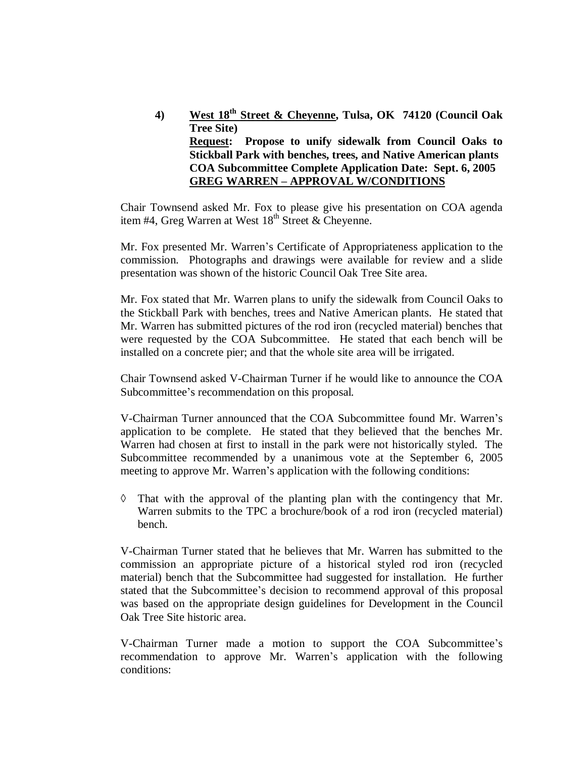**4) <u>West 18th Street & Cheyenne</u>, Tulsa, OK 74120 (Council Oak Tree Site)**
**<u>Request</u>: Propose to unify sidewalk from Council Oaks to Stickball Park with benches, trees, and Native American plants**
**COA Subcommittee Complete Application Date: Sept. 6, 2005**
**<u>GREG WARREN – APPROVAL W/CONDITIONS</u>**

Chair Townsend asked Mr. Fox to please give his presentation on COA agenda item #4, Greg Warren at West 18th Street & Cheyenne.

Mr. Fox presented Mr. Warren's Certificate of Appropriateness application to the commission. Photographs and drawings were available for review and a slide presentation was shown of the historic Council Oak Tree Site area.

Mr. Fox stated that Mr. Warren plans to unify the sidewalk from Council Oaks to the Stickball Park with benches, trees and Native American plants. He stated that Mr. Warren has submitted pictures of the rod iron (recycled material) benches that were requested by the COA Subcommittee. He stated that each bench will be installed on a concrete pier; and that the whole site area will be irrigated.

Chair Townsend asked V-Chairman Turner if he would like to announce the COA Subcommittee's recommendation on this proposal.

V-Chairman Turner announced that the COA Subcommittee found Mr. Warren's application to be complete. He stated that they believed that the benches Mr. Warren had chosen at first to install in the park were not historically styled. The Subcommittee recommended by a unanimous vote at the September 6, 2005 meeting to approve Mr. Warren's application with the following conditions:

◊ That with the approval of the planting plan with the contingency that Mr. Warren submits to the TPC a brochure/book of a rod iron (recycled material) bench.

V-Chairman Turner stated that he believes that Mr. Warren has submitted to the commission an appropriate picture of a historical styled rod iron (recycled material) bench that the Subcommittee had suggested for installation. He further stated that the Subcommittee's decision to recommend approval of this proposal was based on the appropriate design guidelines for Development in the Council Oak Tree Site historic area.

V-Chairman Turner made a motion to support the COA Subcommittee's recommendation to approve Mr. Warren's application with the following conditions: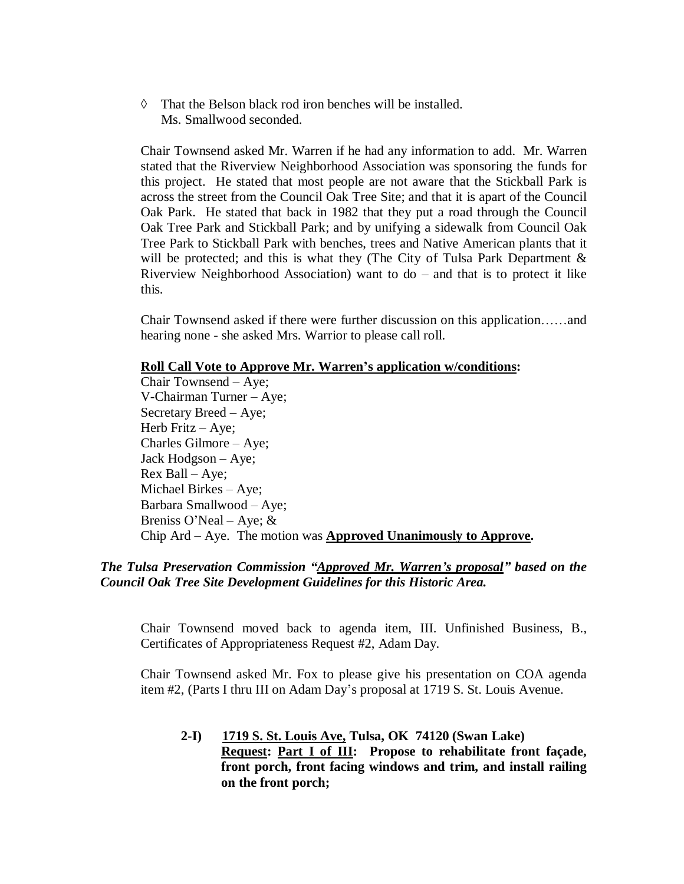◊ That the Belson black rod iron benches will be installed.
Ms. Smallwood seconded.

Chair Townsend asked Mr. Warren if he had any information to add. Mr. Warren stated that the Riverview Neighborhood Association was sponsoring the funds for this project. He stated that most people are not aware that the Stickball Park is across the street from the Council Oak Tree Site; and that it is apart of the Council Oak Park. He stated that back in 1982 that they put a road through the Council Oak Tree Park and Stickball Park; and by unifying a sidewalk from Council Oak Tree Park to Stickball Park with benches, trees and Native American plants that it will be protected; and this is what they (The City of Tulsa Park Department & Riverview Neighborhood Association) want to do – and that is to protect it like this.

Chair Townsend asked if there were further discussion on this application……and hearing none - she asked Mrs. Warrior to please call roll.

**<u>Roll Call Vote to Approve Mr. Warren's application w/conditions</u>:**
Chair Townsend – Aye;
V-Chairman Turner – Aye;
Secretary Breed – Aye;
Herb Fritz – Aye;
Charles Gilmore – Aye;
Jack Hodgson – Aye;
Rex Ball – Aye;
Michael Birkes – Aye;
Barbara Smallwood – Aye;
Breniss O'Neal – Aye; &
Chip Ard – Aye. The motion was **<u>Approved Unanimously to Approve</u>.**

***The Tulsa Preservation Commission "<u>Approved Mr. Warren's proposal</u>" based on the Council Oak Tree Site Development Guidelines for this Historic Area.***

Chair Townsend moved back to agenda item, III. Unfinished Business, B., Certificates of Appropriateness Request #2, Adam Day.

Chair Townsend asked Mr. Fox to please give his presentation on COA agenda item #2, (Parts I thru III on Adam Day's proposal at 1719 S. St. Louis Avenue.

**2-I) <u>1719 S. St. Louis Ave,</u> Tulsa, OK 74120 (Swan Lake)**
**<u>Request</u>: <u>Part I of III</u>: Propose to rehabilitate front façade, front porch, front facing windows and trim, and install railing on the front porch;**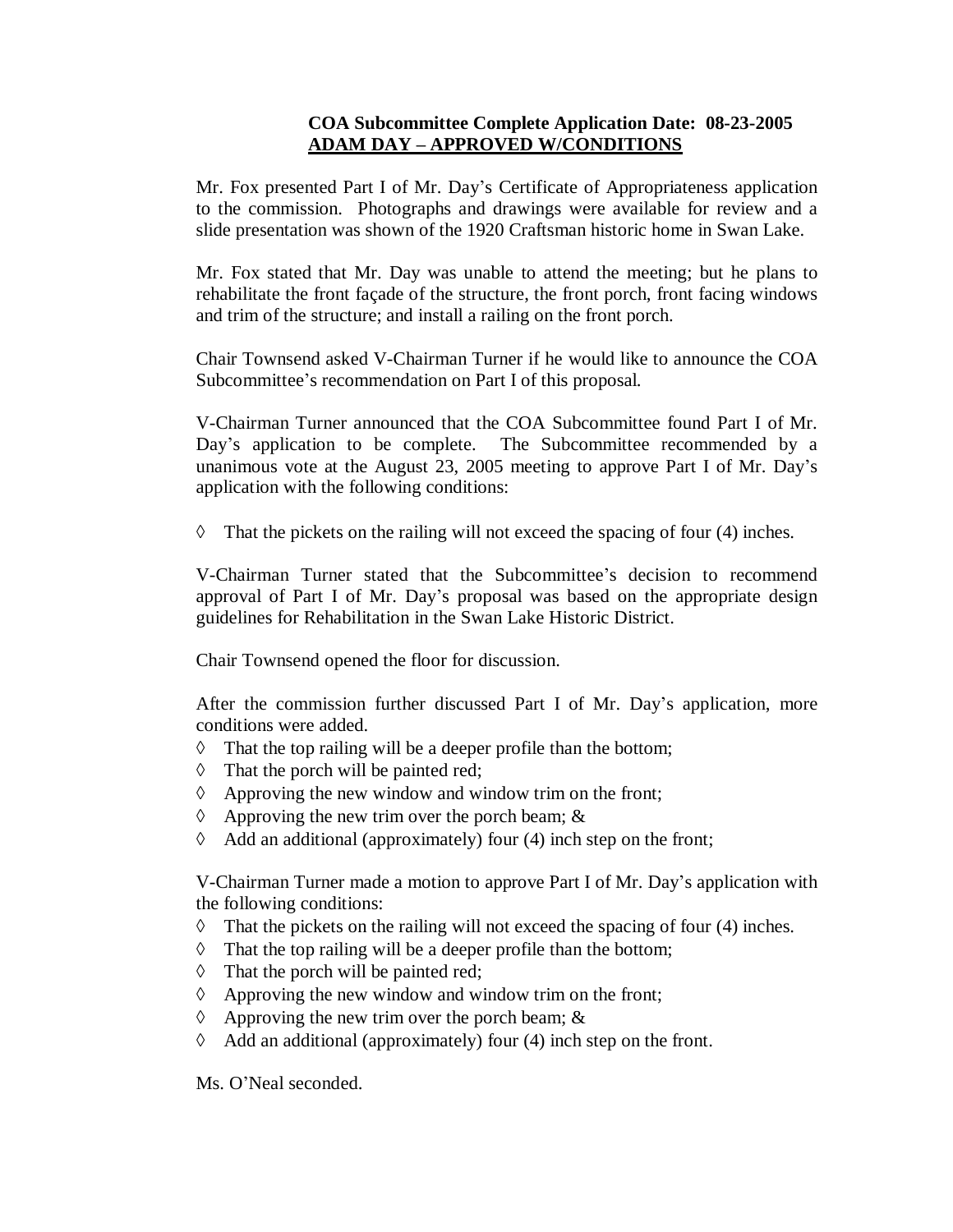**COA Subcommittee Complete Application Date: 08-23-2005**
**ADAM DAY – APPROVED W/CONDITIONS**

Mr. Fox presented Part I of Mr. Day's Certificate of Appropriateness application to the commission. Photographs and drawings were available for review and a slide presentation was shown of the 1920 Craftsman historic home in Swan Lake.

Mr. Fox stated that Mr. Day was unable to attend the meeting; but he plans to rehabilitate the front façade of the structure, the front porch, front facing windows and trim of the structure; and install a railing on the front porch.

Chair Townsend asked V-Chairman Turner if he would like to announce the COA Subcommittee's recommendation on Part I of this proposal.

V-Chairman Turner announced that the COA Subcommittee found Part I of Mr. Day's application to be complete. The Subcommittee recommended by a unanimous vote at the August 23, 2005 meeting to approve Part I of Mr. Day's application with the following conditions:

◊ That the pickets on the railing will not exceed the spacing of four (4) inches.

V-Chairman Turner stated that the Subcommittee's decision to recommend approval of Part I of Mr. Day's proposal was based on the appropriate design guidelines for Rehabilitation in the Swan Lake Historic District.

Chair Townsend opened the floor for discussion.

After the commission further discussed Part I of Mr. Day's application, more conditions were added.

◊ That the top railing will be a deeper profile than the bottom;
◊ That the porch will be painted red;
◊ Approving the new window and window trim on the front;
◊ Approving the new trim over the porch beam; &
◊ Add an additional (approximately) four (4) inch step on the front;

V-Chairman Turner made a motion to approve Part I of Mr. Day's application with the following conditions:

◊ That the pickets on the railing will not exceed the spacing of four (4) inches.
◊ That the top railing will be a deeper profile than the bottom;
◊ That the porch will be painted red;
◊ Approving the new window and window trim on the front;
◊ Approving the new trim over the porch beam; &
◊ Add an additional (approximately) four (4) inch step on the front.

Ms. O'Neal seconded.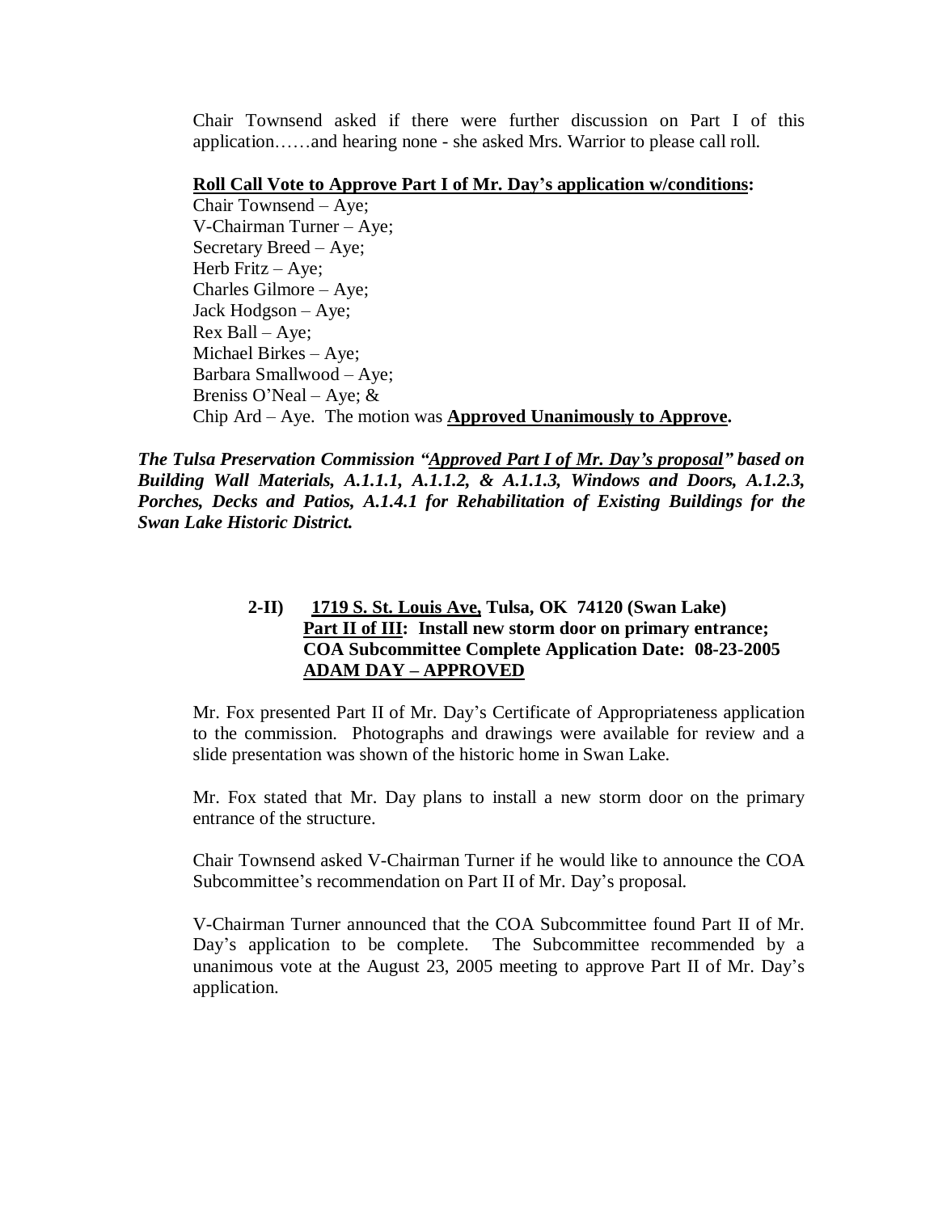Chair Townsend asked if there were further discussion on Part I of this application……and hearing none - she asked Mrs. Warrior to please call roll.

**<u>Roll Call Vote to Approve Part I of Mr. Day's application w/conditions</u>:**
Chair Townsend – Aye;
V-Chairman Turner – Aye;
Secretary Breed – Aye;
Herb Fritz – Aye;
Charles Gilmore – Aye;
Jack Hodgson – Aye;
Rex Ball – Aye;
Michael Birkes – Aye;
Barbara Smallwood – Aye;
Breniss O'Neal – Aye; &
Chip Ard – Aye. The motion was **<u>Approved Unanimously to Approve</u>.**

***The Tulsa Preservation Commission "<u>Approved Part I of Mr. Day's proposal</u>" based on Building Wall Materials, A.1.1.1, A.1.1.2, & A.1.1.3, Windows and Doors, A.1.2.3, Porches, Decks and Patios, A.1.4.1 for Rehabilitation of Existing Buildings for the Swan Lake Historic District.***

**2-II) <u>1719 S. St. Louis Ave,</u> Tulsa, OK 74120 (Swan Lake)**
**<u>Part II of III</u>: Install new storm door on primary entrance;**
**COA Subcommittee Complete Application Date: 08-23-2005**
**<u>ADAM DAY – APPROVED</u>**

Mr. Fox presented Part II of Mr. Day's Certificate of Appropriateness application to the commission. Photographs and drawings were available for review and a slide presentation was shown of the historic home in Swan Lake.

Mr. Fox stated that Mr. Day plans to install a new storm door on the primary entrance of the structure.

Chair Townsend asked V-Chairman Turner if he would like to announce the COA Subcommittee's recommendation on Part II of Mr. Day's proposal.

V-Chairman Turner announced that the COA Subcommittee found Part II of Mr. Day's application to be complete. The Subcommittee recommended by a unanimous vote at the August 23, 2005 meeting to approve Part II of Mr. Day's application.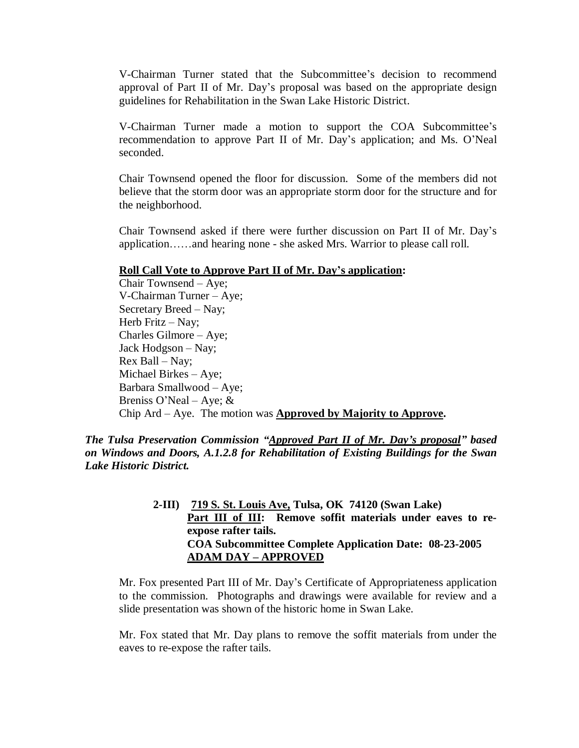V-Chairman Turner stated that the Subcommittee's decision to recommend approval of Part II of Mr. Day's proposal was based on the appropriate design guidelines for Rehabilitation in the Swan Lake Historic District.

V-Chairman Turner made a motion to support the COA Subcommittee's recommendation to approve Part II of Mr. Day's application; and Ms. O'Neal seconded.

Chair Townsend opened the floor for discussion. Some of the members did not believe that the storm door was an appropriate storm door for the structure and for the neighborhood.

Chair Townsend asked if there were further discussion on Part II of Mr. Day's application……and hearing none - she asked Mrs. Warrior to please call roll.

**Roll Call Vote to Approve Part II of Mr. Day's application:**

Chair Townsend – Aye;
V-Chairman Turner – Aye;
Secretary Breed – Nay;
Herb Fritz – Nay;
Charles Gilmore – Aye;
Jack Hodgson – Nay;
Rex Ball – Nay;
Michael Birkes – Aye;
Barbara Smallwood – Aye;
Breniss O'Neal – Aye; &
Chip Ard – Aye. The motion was **Approved by Majority to Approve.**

***The Tulsa Preservation Commission "Approved Part II of Mr. Day's proposal" based on Windows and Doors, A.1.2.8 for Rehabilitation of Existing Buildings for the Swan Lake Historic District.***

**2-III) 719 S. St. Louis Ave, Tulsa, OK 74120 (Swan Lake)**
**Part III of III: Remove soffit materials under eaves to re-expose rafter tails.**
**COA Subcommittee Complete Application Date: 08-23-2005**
**ADAM DAY – APPROVED**

Mr. Fox presented Part III of Mr. Day's Certificate of Appropriateness application to the commission. Photographs and drawings were available for review and a slide presentation was shown of the historic home in Swan Lake.

Mr. Fox stated that Mr. Day plans to remove the soffit materials from under the eaves to re-expose the rafter tails.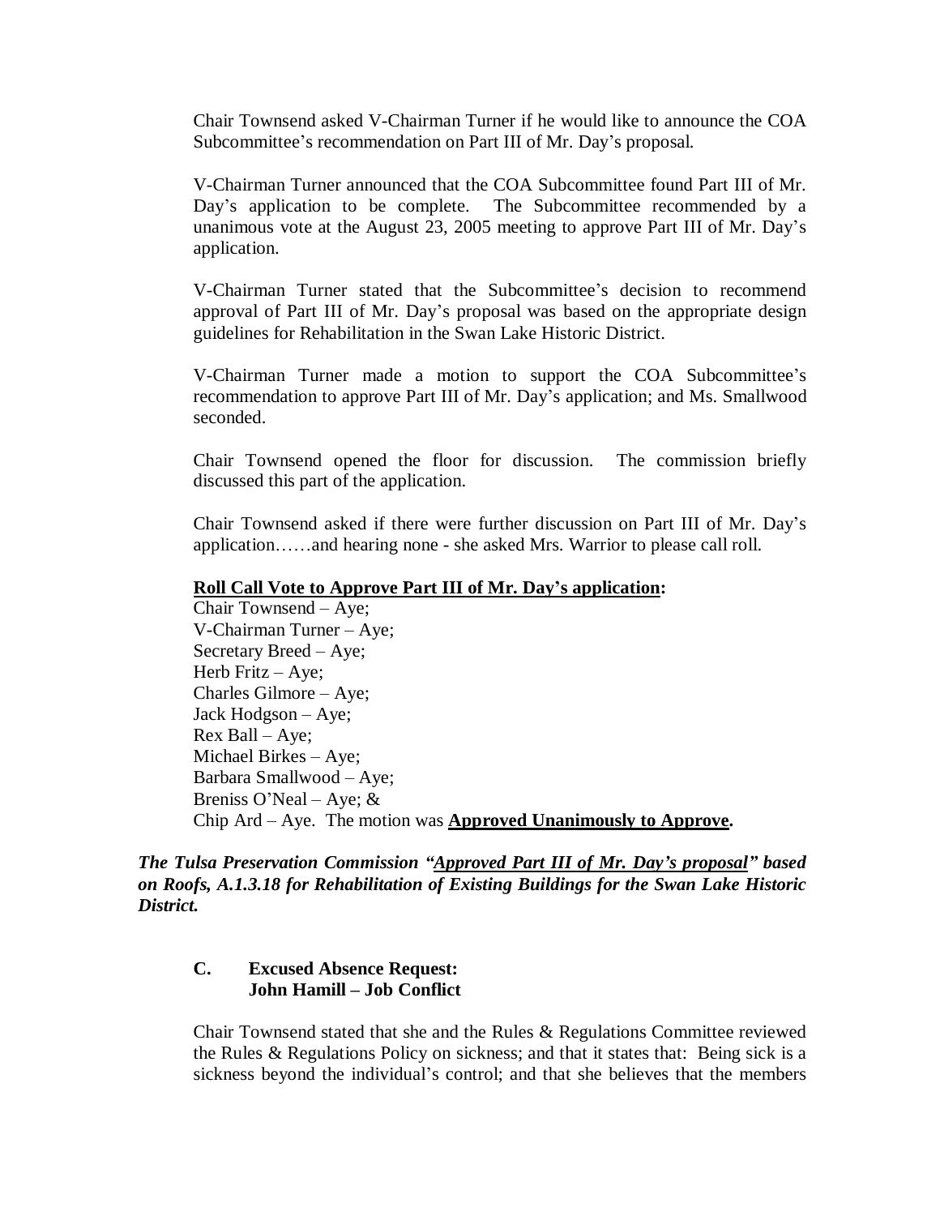Chair Townsend asked V-Chairman Turner if he would like to announce the COA Subcommittee's recommendation on Part III of Mr. Day's proposal.

V-Chairman Turner announced that the COA Subcommittee found Part III of Mr. Day's application to be complete. The Subcommittee recommended by a unanimous vote at the August 23, 2005 meeting to approve Part III of Mr. Day's application.

V-Chairman Turner stated that the Subcommittee's decision to recommend approval of Part III of Mr. Day's proposal was based on the appropriate design guidelines for Rehabilitation in the Swan Lake Historic District.

V-Chairman Turner made a motion to support the COA Subcommittee's recommendation to approve Part III of Mr. Day's application; and Ms. Smallwood seconded.

Chair Townsend opened the floor for discussion. The commission briefly discussed this part of the application.

Chair Townsend asked if there were further discussion on Part III of Mr. Day's application……and hearing none - she asked Mrs. Warrior to please call roll.

**Roll Call Vote to Approve Part III of Mr. Day's application:**
Chair Townsend – Aye;
V-Chairman Turner – Aye;
Secretary Breed – Aye;
Herb Fritz – Aye;
Charles Gilmore – Aye;
Jack Hodgson – Aye;
Rex Ball – Aye;
Michael Birkes – Aye;
Barbara Smallwood – Aye;
Breniss O'Neal – Aye; &
Chip Ard – Aye. The motion was **Approved Unanimously to Approve.**

***The Tulsa Preservation Commission "Approved Part III of Mr. Day's proposal" based on Roofs, A.1.3.18 for Rehabilitation of Existing Buildings for the Swan Lake Historic District.***

**C. Excused Absence Request:**
**John Hamill – Job Conflict**

Chair Townsend stated that she and the Rules & Regulations Committee reviewed the Rules & Regulations Policy on sickness; and that it states that: Being sick is a sickness beyond the individual's control; and that she believes that the members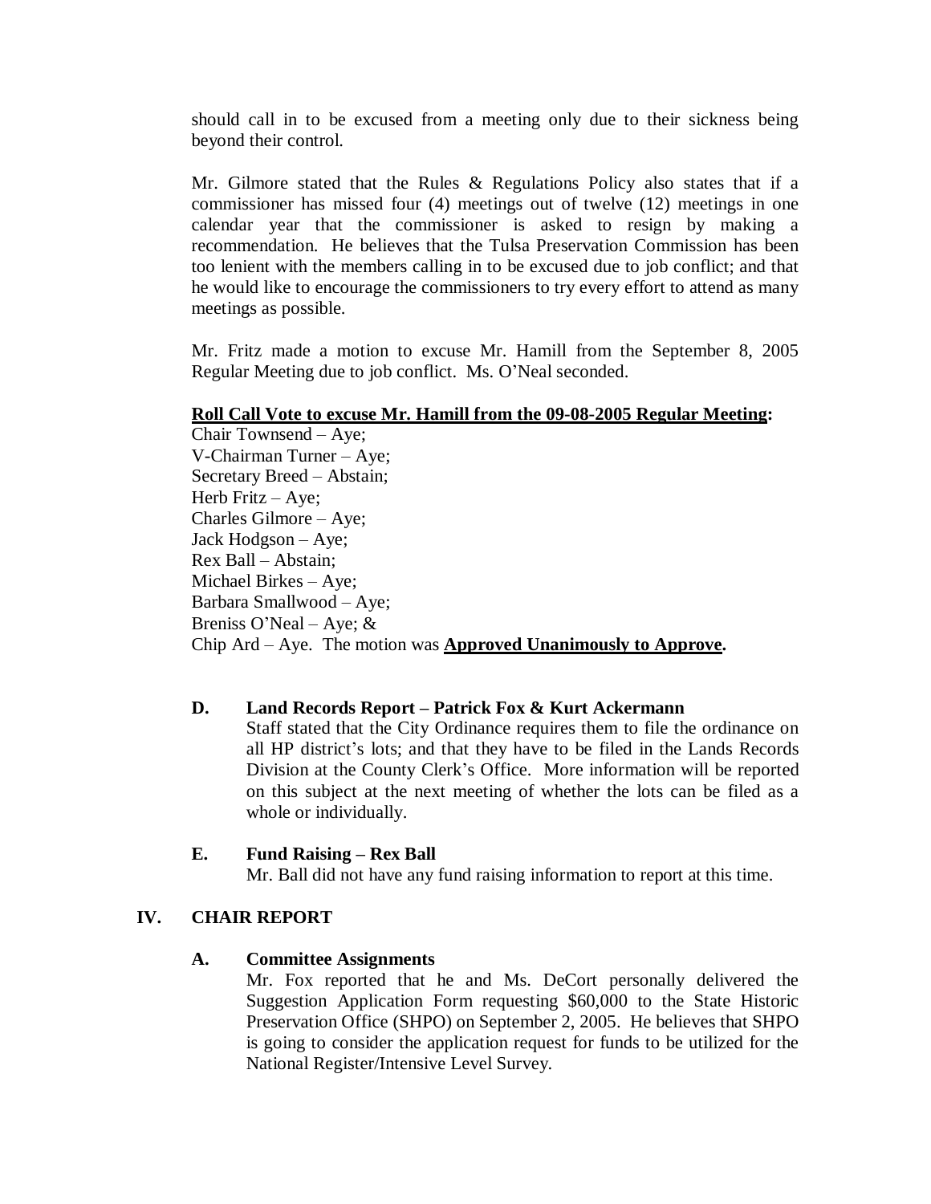should call in to be excused from a meeting only due to their sickness being beyond their control.

Mr. Gilmore stated that the Rules & Regulations Policy also states that if a commissioner has missed four (4) meetings out of twelve (12) meetings in one calendar year that the commissioner is asked to resign by making a recommendation. He believes that the Tulsa Preservation Commission has been too lenient with the members calling in to be excused due to job conflict; and that he would like to encourage the commissioners to try every effort to attend as many meetings as possible.

Mr. Fritz made a motion to excuse Mr. Hamill from the September 8, 2005 Regular Meeting due to job conflict. Ms. O'Neal seconded.

**Roll Call Vote to excuse Mr. Hamill from the 09-08-2005 Regular Meeting:**
Chair Townsend – Aye;
V-Chairman Turner – Aye;
Secretary Breed – Abstain;
Herb Fritz – Aye;
Charles Gilmore – Aye;
Jack Hodgson – Aye;
Rex Ball – Abstain;
Michael Birkes – Aye;
Barbara Smallwood – Aye;
Breniss O'Neal – Aye; &
Chip Ard – Aye. The motion was **Approved Unanimously to Approve.**

**D. Land Records Report – Patrick Fox & Kurt Ackermann**

Staff stated that the City Ordinance requires them to file the ordinance on all HP district's lots; and that they have to be filed in the Lands Records Division at the County Clerk's Office. More information will be reported on this subject at the next meeting of whether the lots can be filed as a whole or individually.

**E. Fund Raising – Rex Ball**

Mr. Ball did not have any fund raising information to report at this time.

## IV. CHAIR REPORT

**A. Committee Assignments**

Mr. Fox reported that he and Ms. DeCort personally delivered the Suggestion Application Form requesting $60,000 to the State Historic Preservation Office (SHPO) on September 2, 2005. He believes that SHPO is going to consider the application request for funds to be utilized for the National Register/Intensive Level Survey.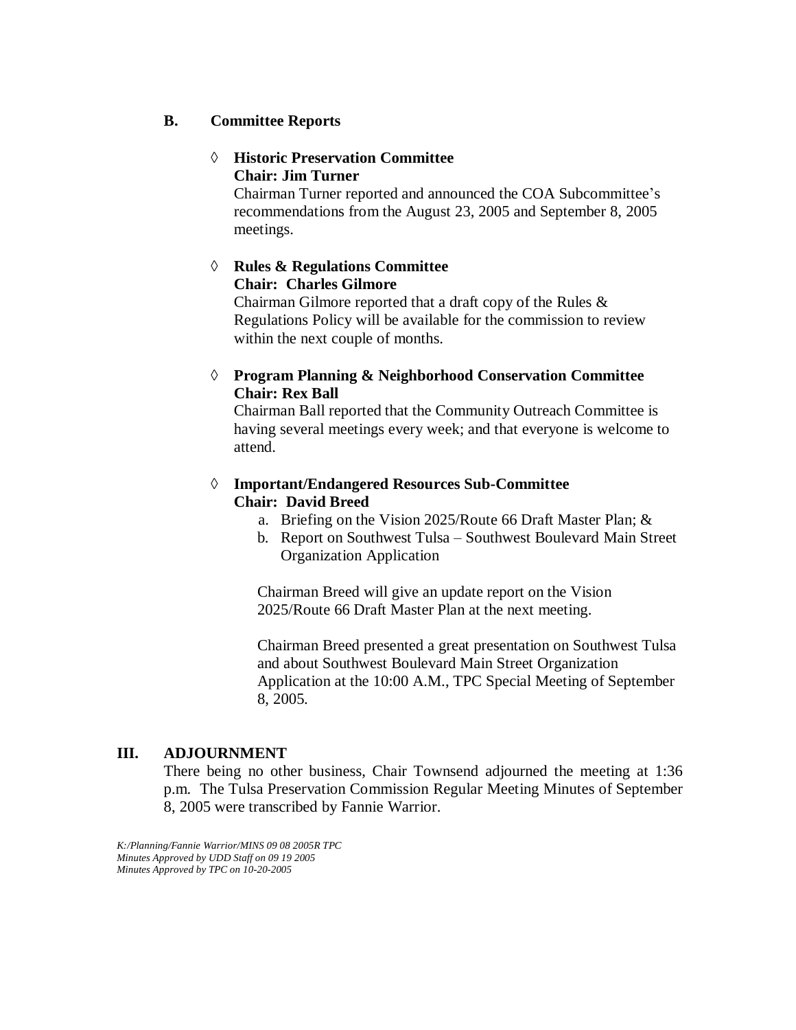### B. Committee Reports

◊ **Historic Preservation Committee**
**Chair: Jim Turner**
Chairman Turner reported and announced the COA Subcommittee's recommendations from the August 23, 2005 and September 8, 2005 meetings.

◊ **Rules & Regulations Committee**
**Chair: Charles Gilmore**
Chairman Gilmore reported that a draft copy of the Rules & Regulations Policy will be available for the commission to review within the next couple of months.

◊ **Program Planning & Neighborhood Conservation Committee**
**Chair: Rex Ball**
Chairman Ball reported that the Community Outreach Committee is having several meetings every week; and that everyone is welcome to attend.

◊ **Important/Endangered Resources Sub-Committee**
**Chair: David Breed**

a. Briefing on the Vision 2025/Route 66 Draft Master Plan; &
b. Report on Southwest Tulsa – Southwest Boulevard Main Street Organization Application

Chairman Breed will give an update report on the Vision 2025/Route 66 Draft Master Plan at the next meeting.

Chairman Breed presented a great presentation on Southwest Tulsa and about Southwest Boulevard Main Street Organization Application at the 10:00 A.M., TPC Special Meeting of September 8, 2005.

## III. ADJOURNMENT

There being no other business, Chair Townsend adjourned the meeting at 1:36 p.m. The Tulsa Preservation Commission Regular Meeting Minutes of September 8, 2005 were transcribed by Fannie Warrior.

*K:/Planning/Fannie Warrior/MINS 09 08 2005R TPC*
*Minutes Approved by UDD Staff on 09 19 2005*
*Minutes Approved by TPC on 10-20-2005*